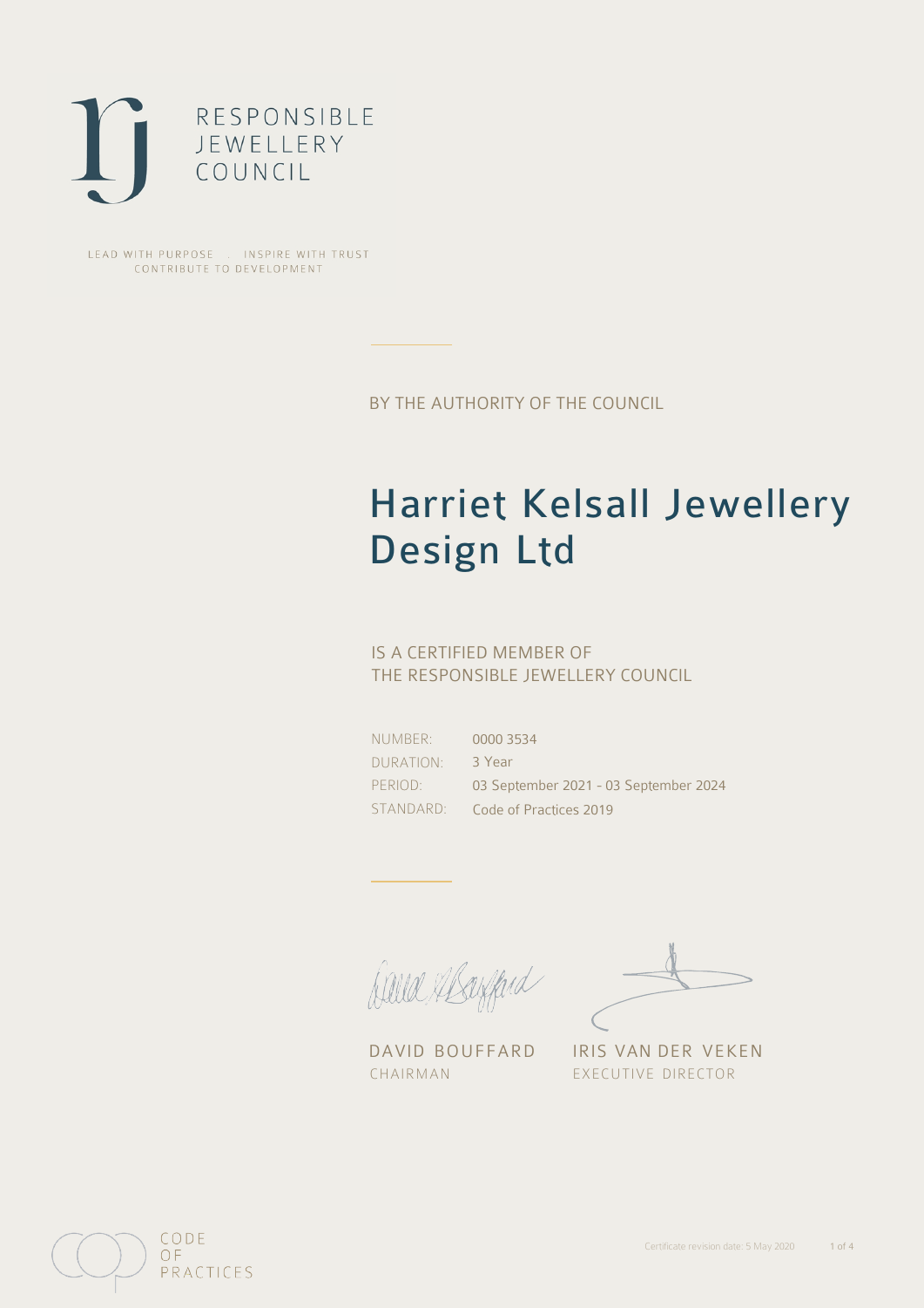RESPONSIBLE
JEWELLERY
COUNCIL

LEAD WITH PURPOSE . INSPIRE WITH TRUST
CONTRIBUTE TO DEVELOPMENT

BY THE AUTHORITY OF THE COUNCIL

# Harriet Kelsall Jewellery Design Ltd

IS A CERTIFIED MEMBER OF
THE RESPONSIBLE JEWELLERY COUNCIL

| | |
|---|---|
| NUMBER: | 0000 3534 |
| DURATION: | 3 Year |
| PERIOD: | 03 September 2021 - 03 September 2024 |
| STANDARD: | Code of Practices 2019 |

DAVID BOUFFARD
CHAIRMAN

IRIS VAN DER VEKEN
EXECUTIVE DIRECTOR

CODE
OF
PRACTICES

Certificate revision date: 5 May 2020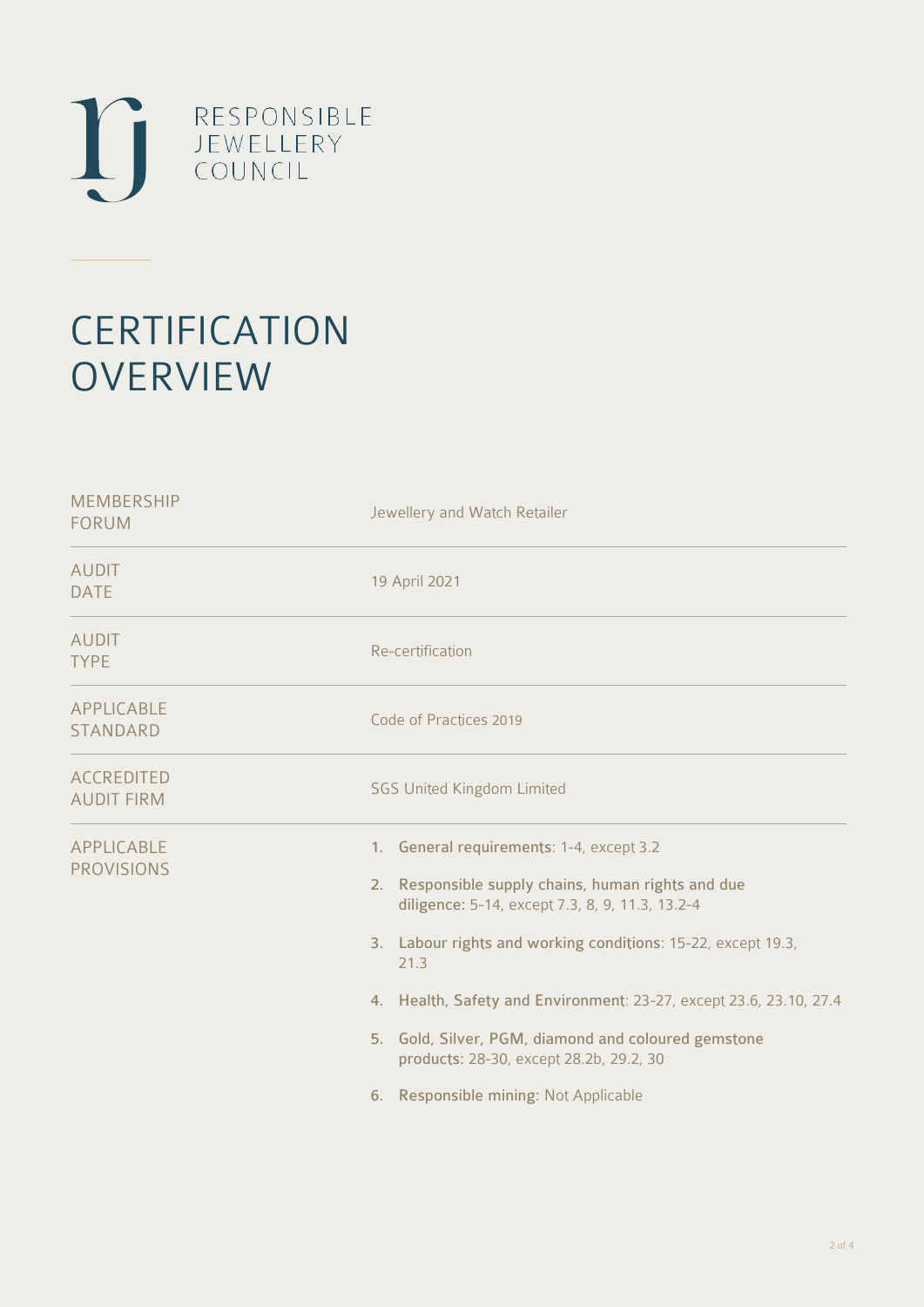RESPONSIBLE
JEWELLERY
COUNCIL

# CERTIFICATION OVERVIEW

| | |
|---|---|
| MEMBERSHIP FORUM | Jewellery and Watch Retailer |
| AUDIT DATE | 19 April 2021 |
| AUDIT TYPE | Re-certification |
| APPLICABLE STANDARD | Code of Practices 2019 |
| ACCREDITED AUDIT FIRM | SGS United Kingdom Limited |
| APPLICABLE PROVISIONS | 1. **General requirements**: 1-4, except 3.2<br>2. **Responsible supply chains, human rights and due diligence**: 5-14, except 7.3, 8, 9, 11.3, 13.2-4<br>3. **Labour rights and working conditions**: 15-22, except 19.3, 21.3<br>4. **Health, Safety and Environment**: 23-27, except 23.6, 23.10, 27.4<br>5. **Gold, Silver, PGM, diamond and coloured gemstone products**: 28-30, except 28.2b, 29.2, 30<br>6. **Responsible mining**: Not Applicable |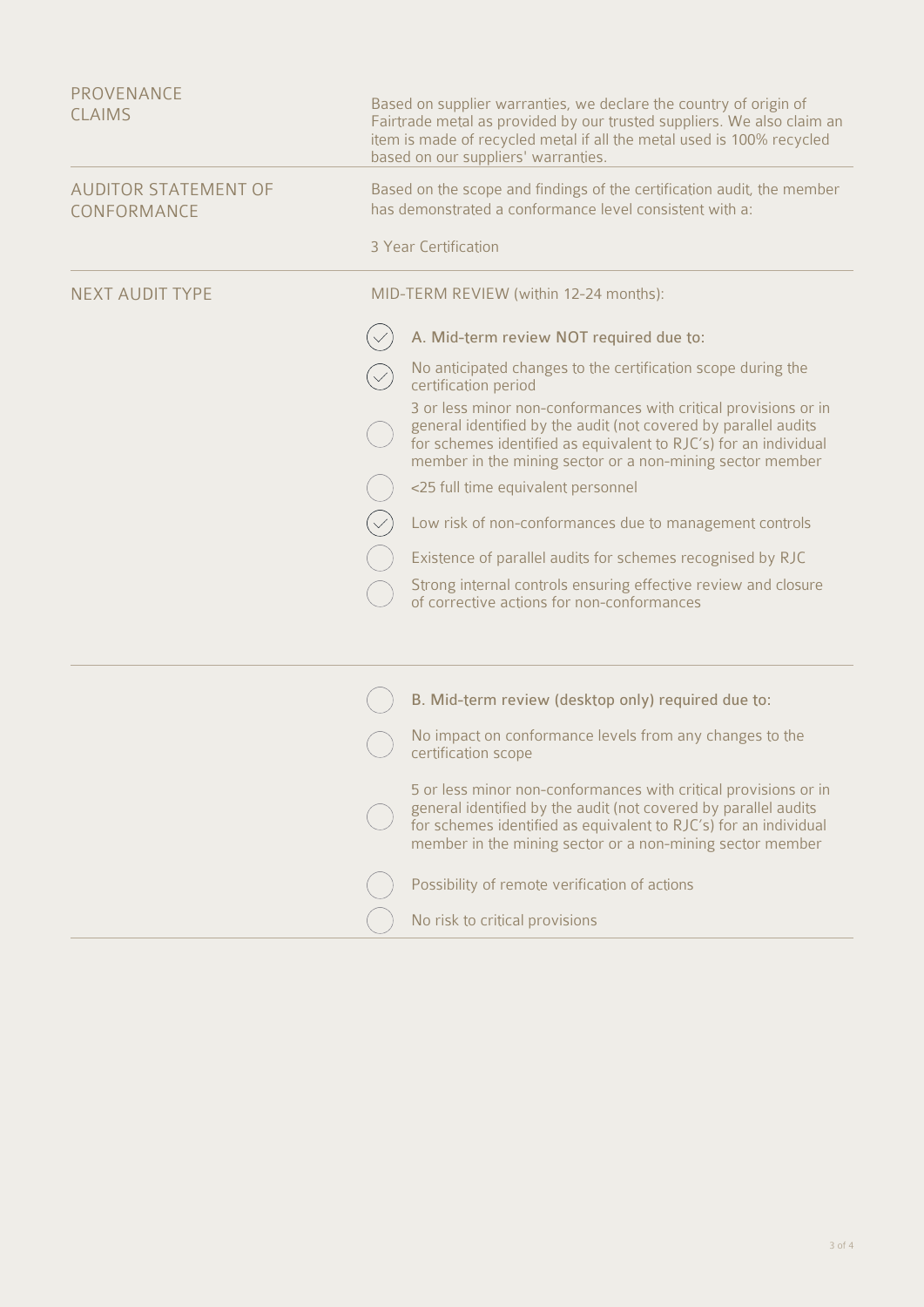**PROVENANCE CLAIMS**

Based on supplier warranties, we declare the country of origin of Fairtrade metal as provided by our trusted suppliers. We also claim an item is made of recycled metal if all the metal used is 100% recycled based on our suppliers' warranties.

**AUDITOR STATEMENT OF CONFORMANCE**

Based on the scope and findings of the certification audit, the member has demonstrated a conformance level consistent with a:

3 Year Certification

**NEXT AUDIT TYPE**

MID-TERM REVIEW (within 12-24 months):

- [x] A. Mid-term review NOT required due to:
  - [x] No anticipated changes to the certification scope during the certification period
  - [ ] 3 or less minor non-conformances with critical provisions or in general identified by the audit (not covered by parallel audits for schemes identified as equivalent to RJC's) for an individual member in the mining sector or a non-mining sector member
  - [ ] <25 full time equivalent personnel
  - [x] Low risk of non-conformances due to management controls
  - [ ] Existence of parallel audits for schemes recognised by RJC
  - [ ] Strong internal controls ensuring effective review and closure of corrective actions for non-conformances

- [ ] B. Mid-term review (desktop only) required due to:
  - [ ] No impact on conformance levels from any changes to the certification scope
  - [ ] 5 or less minor non-conformances with critical provisions or in general identified by the audit (not covered by parallel audits for schemes identified as equivalent to RJC's) for an individual member in the mining sector or a non-mining sector member
  - [ ] Possibility of remote verification of actions
  - [ ] No risk to critical provisions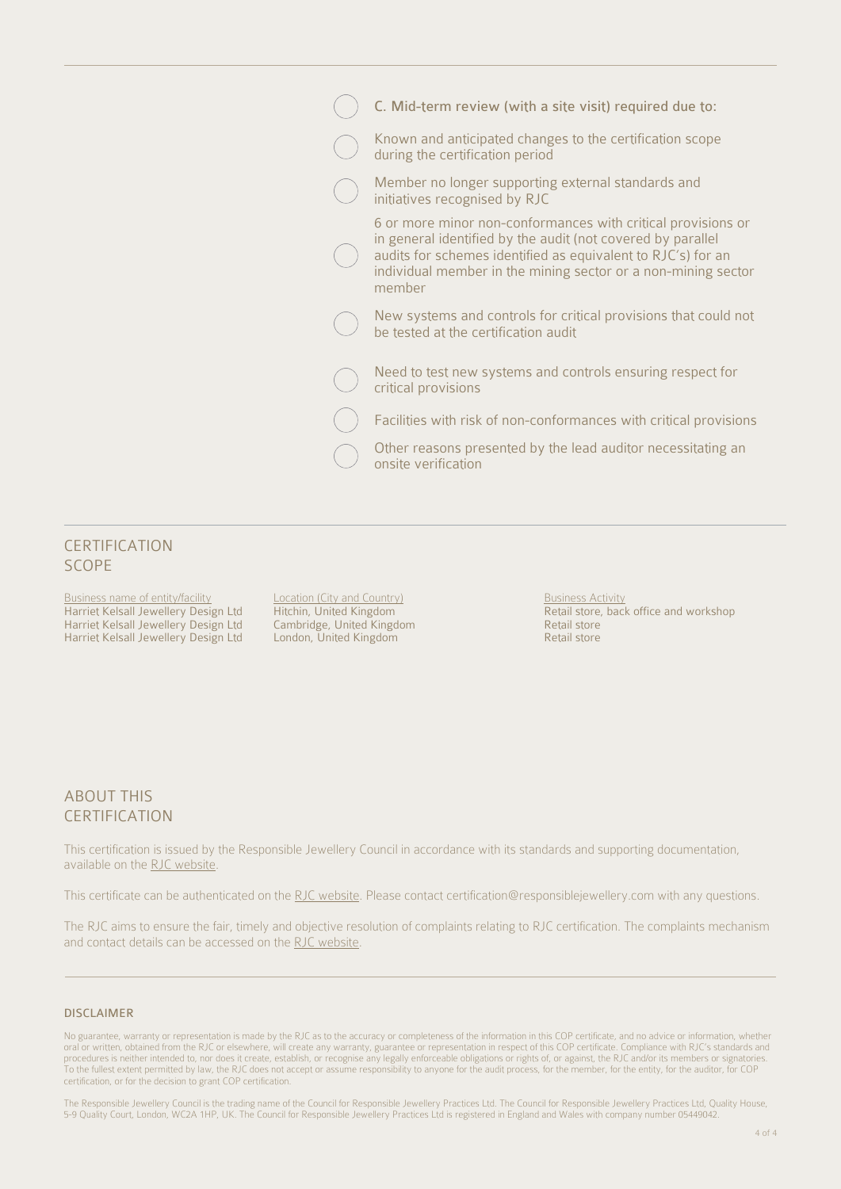- [ ] C. Mid-term review (with a site visit) required due to:
- [ ] Known and anticipated changes to the certification scope during the certification period
- [ ] Member no longer supporting external standards and initiatives recognised by RJC
- [ ] 6 or more minor non-conformances with critical provisions or in general identified by the audit (not covered by parallel audits for schemes identified as equivalent to RJC's) for an individual member in the mining sector or a non-mining sector member
- [ ] New systems and controls for critical provisions that could not be tested at the certification audit
- [ ] Need to test new systems and controls ensuring respect for critical provisions
- [ ] Facilities with risk of non-conformances with critical provisions
- [ ] Other reasons presented by the lead auditor necessitating an onsite verification

## CERTIFICATION SCOPE

| Business name of entity/facility | Location (City and Country) | Business Activity |
| --- | --- | --- |
| Harriet Kelsall Jewellery Design Ltd | Hitchin, United Kingdom | Retail store, back office and workshop |
| Harriet Kelsall Jewellery Design Ltd | Cambridge, United Kingdom | Retail store |
| Harriet Kelsall Jewellery Design Ltd | London, United Kingdom | Retail store |

## ABOUT THIS CERTIFICATION

This certification is issued by the Responsible Jewellery Council in accordance with its standards and supporting documentation, available on the RJC website.

This certificate can be authenticated on the RJC website. Please contact certification@responsiblejewellery.com with any questions.

The RJC aims to ensure the fair, timely and objective resolution of complaints relating to RJC certification. The complaints mechanism and contact details can be accessed on the RJC website.

### DISCLAIMER

No guarantee, warranty or representation is made by the RJC as to the accuracy or completeness of the information in this COP certificate, and no advice or information, whether oral or written, obtained from the RJC or elsewhere, will create any warranty, guarantee or representation in respect of this COP certificate. Compliance with RJC's standards and procedures is neither intended to, nor does it create, establish, or recognise any legally enforceable obligations or rights of, or against, the RJC and/or its members or signatories. To the fullest extent permitted by law, the RJC does not accept or assume responsibility to anyone for the audit process, for the member, for the entity, for the auditor, for COP certification, or for the decision to grant COP certification.

The Responsible Jewellery Council is the trading name of the Council for Responsible Jewellery Practices Ltd. The Council for Responsible Jewellery Practices Ltd, Quality House, 5-9 Quality Court, London, WC2A 1HP, UK. The Council for Responsible Jewellery Practices Ltd is registered in England and Wales with company number 05449042.